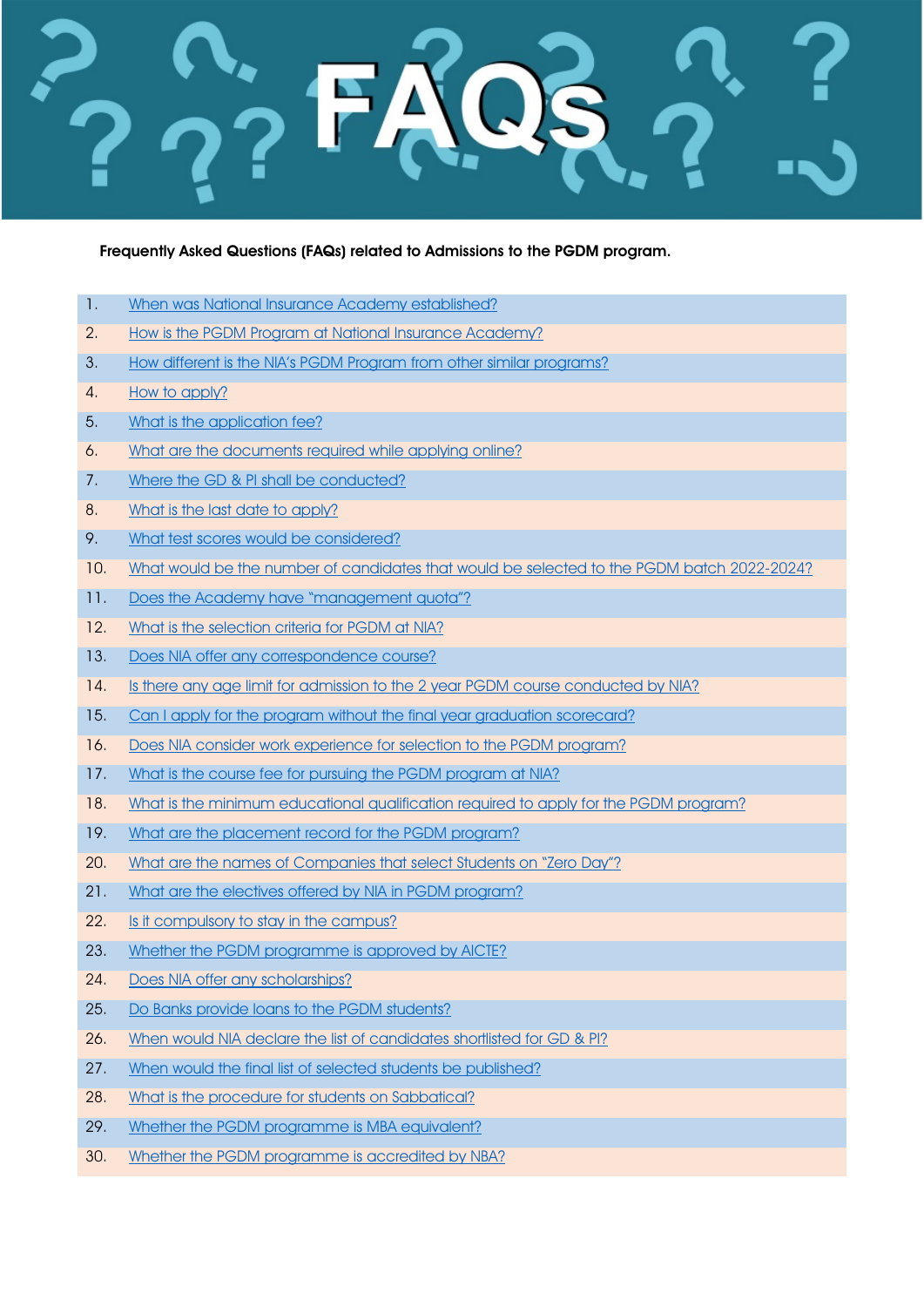# FAQs

**Frequently Asked Questions (FAQs) related to Admissions to the PGDM program.**

| | |
|---|---|
| 1. | When was National Insurance Academy established? |
| 2. | How is the PGDM Program at National Insurance Academy? |
| 3. | How different is the NIA's PGDM Program from other similar programs? |
| 4. | How to apply? |
| 5. | What is the application fee? |
| 6. | What are the documents required while applying online? |
| 7. | Where the GD & PI shall be conducted? |
| 8. | What is the last date to apply? |
| 9. | What test scores would be considered? |
| 10. | What would be the number of candidates that would be selected to the PGDM batch 2022-2024? |
| 11. | Does the Academy have "management quota"? |
| 12. | What is the selection criteria for PGDM at NIA? |
| 13. | Does NIA offer any correspondence course? |
| 14. | Is there any age limit for admission to the 2 year PGDM course conducted by NIA? |
| 15. | Can I apply for the program without the final year graduation scorecard? |
| 16. | Does NIA consider work experience for selection to the PGDM program? |
| 17. | What is the course fee for pursuing the PGDM program at NIA? |
| 18. | What is the minimum educational qualification required to apply for the PGDM program? |
| 19. | What are the placement record for the PGDM program? |
| 20. | What are the names of Companies that select Students on "Zero Day"? |
| 21. | What are the electives offered by NIA in PGDM program? |
| 22. | Is it compulsory to stay in the campus? |
| 23. | Whether the PGDM programme is approved by AICTE? |
| 24. | Does NIA offer any scholarships? |
| 25. | Do Banks provide loans to the PGDM students? |
| 26. | When would NIA declare the list of candidates shortlisted for GD & PI? |
| 27. | When would the final list of selected students be published? |
| 28. | What is the procedure for students on Sabbatical? |
| 29. | Whether the PGDM programme is MBA equivalent? |
| 30. | Whether the PGDM programme is accredited by NBA? |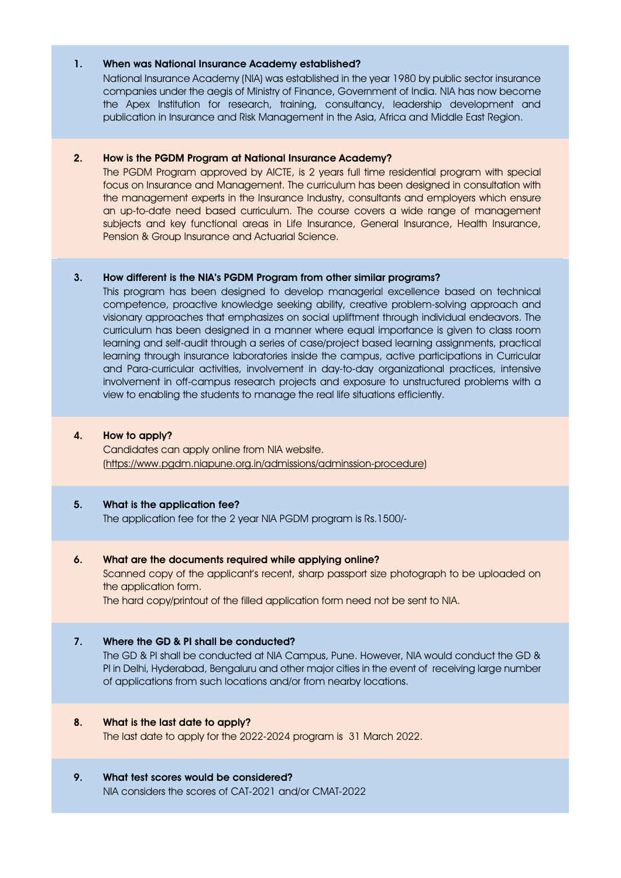1. **When was National Insurance Academy established?**

   National Insurance Academy (NIA) was established in the year 1980 by public sector insurance companies under the aegis of Ministry of Finance, Government of India. NIA has now become the Apex Institution for research, training, consultancy, leadership development and publication in Insurance and Risk Management in the Asia, Africa and Middle East Region.

2. **How is the PGDM Program at National Insurance Academy?**

   The PGDM Program approved by AICTE, is 2 years full time residential program with special focus on Insurance and Management. The curriculum has been designed in consultation with the management experts in the Insurance Industry, consultants and employers which ensure an up-to-date need based curriculum. The course covers a wide range of management subjects and key functional areas in Life Insurance, General Insurance, Health Insurance, Pension & Group Insurance and Actuarial Science.

3. **How different is the NIA's PGDM Program from other similar programs?**

   This program has been designed to develop managerial excellence based on technical competence, proactive knowledge seeking ability, creative problem-solving approach and visionary approaches that emphasizes on social upliftment through individual endeavors. The curriculum has been designed in a manner where equal importance is given to class room learning and self-audit through a series of case/project based learning assignments, practical learning through insurance laboratories inside the campus, active participations in Curricular and Para-curricular activities, involvement in day-to-day organizational practices, intensive involvement in off-campus research projects and exposure to unstructured problems with a view to enabling the students to manage the real life situations efficiently.

4. **How to apply?**

   Candidates can apply online from NIA website.
   (https://www.pgdm.niapune.org.in/admissions/adminssion-procedure)

5. **What is the application fee?**

   The application fee for the 2 year NIA PGDM program is Rs.1500/-

6. **What are the documents required while applying online?**

   Scanned copy of the applicant's recent, sharp passport size photograph to be uploaded on the application form.
   The hard copy/printout of the filled application form need not be sent to NIA.

7. **Where the GD & PI shall be conducted?**

   The GD & PI shall be conducted at NIA Campus, Pune. However, NIA would conduct the GD & PI in Delhi, Hyderabad, Bengaluru and other major cities in the event of receiving large number of applications from such locations and/or from nearby locations.

8. **What is the last date to apply?**

   The last date to apply for the 2022-2024 program is 31 March 2022.

9. **What test scores would be considered?**

   NIA considers the scores of CAT-2021 and/or CMAT-2022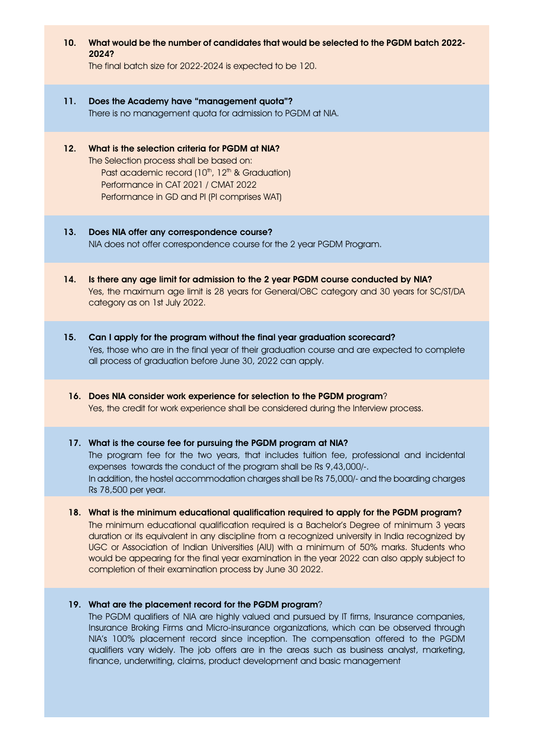**10. What would be the number of candidates that would be selected to the PGDM batch 2022-2024?**

The final batch size for 2022-2024 is expected to be 120.

**11. Does the Academy have "management quota"?**

There is no management quota for admission to PGDM at NIA.

**12. What is the selection criteria for PGDM at NIA?**

The Selection process shall be based on:

- Past academic record (10th, 12th & Graduation)
- Performance in CAT 2021 / CMAT 2022
- Performance in GD and PI (PI comprises WAT)

**13. Does NIA offer any correspondence course?**

NIA does not offer correspondence course for the 2 year PGDM Program.

**14. Is there any age limit for admission to the 2 year PGDM course conducted by NIA?**

Yes, the maximum age limit is 28 years for General/OBC category and 30 years for SC/ST/DA category as on 1st July 2022.

**15. Can I apply for the program without the final year graduation scorecard?**

Yes, those who are in the final year of their graduation course and are expected to complete all process of graduation before June 30, 2022 can apply.

**16. Does NIA consider work experience for selection to the PGDM program?**

Yes, the credit for work experience shall be considered during the Interview process.

**17. What is the course fee for pursuing the PGDM program at NIA?**

The program fee for the two years, that includes tuition fee, professional and incidental expenses towards the conduct of the program shall be Rs 9,43,000/-.

In addition, the hostel accommodation charges shall be Rs 75,000/- and the boarding charges Rs 78,500 per year.

**18. What is the minimum educational qualification required to apply for the PGDM program?**

The minimum educational qualification required is a Bachelor's Degree of minimum 3 years duration or its equivalent in any discipline from a recognized university in India recognized by UGC or Association of Indian Universities (AIU) with a minimum of 50% marks. Students who would be appearing for the final year examination in the year 2022 can also apply subject to completion of their examination process by June 30 2022.

**19. What are the placement record for the PGDM program?**

The PGDM qualifiers of NIA are highly valued and pursued by IT firms, Insurance companies, Insurance Broking Firms and Micro-insurance organizations, which can be observed through NIA's 100% placement record since inception. The compensation offered to the PGDM qualifiers vary widely. The job offers are in the areas such as business analyst, marketing, finance, underwriting, claims, product development and basic management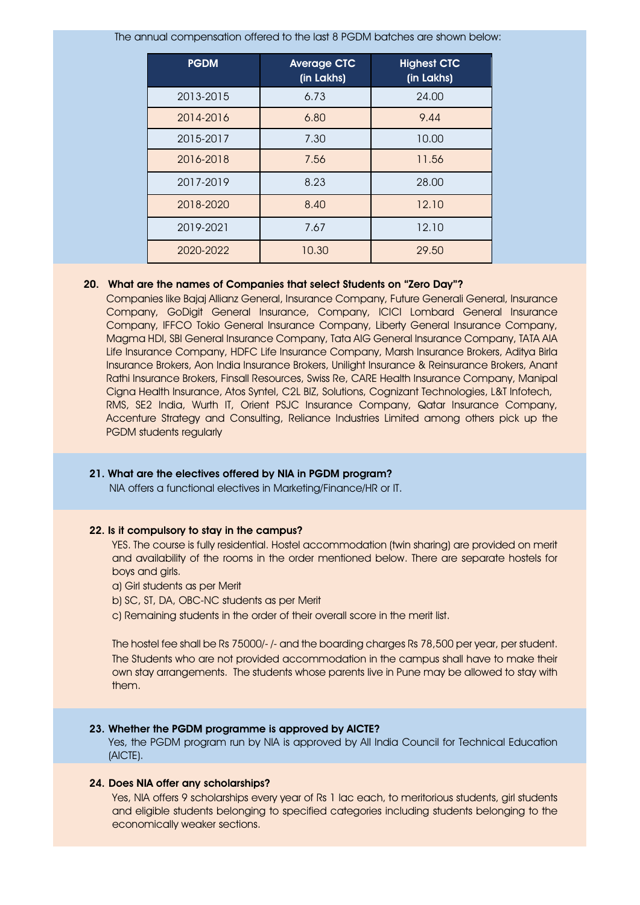The annual compensation offered to the last 8 PGDM batches are shown below:

| PGDM | Average CTC (in Lakhs) | Highest CTC (in Lakhs) |
|---|---|---|
| 2013-2015 | 6.73 | 24.00 |
| 2014-2016 | 6.80 | 9.44 |
| 2015-2017 | 7.30 | 10.00 |
| 2016-2018 | 7.56 | 11.56 |
| 2017-2019 | 8.23 | 28.00 |
| 2018-2020 | 8.40 | 12.10 |
| 2019-2021 | 7.67 | 12.10 |
| 2020-2022 | 10.30 | 29.50 |

**20. What are the names of Companies that select Students on "Zero Day"?**

Companies like Bajaj Allianz General, Insurance Company, Future Generali General, Insurance Company, GoDigit General Insurance, Company, ICICI Lombard General Insurance Company, IFFCO Tokio General Insurance Company, Liberty General Insurance Company, Magma HDI, SBI General Insurance Company, Tata AIG General Insurance Company, TATA AIA Life Insurance Company, HDFC Life Insurance Company, Marsh Insurance Brokers, Aditya Birla Insurance Brokers, Aon India Insurance Brokers, Unilight Insurance & Reinsurance Brokers, Anant Rathi Insurance Brokers, Finsall Resources, Swiss Re, CARE Health Insurance Company, Manipal Cigna Health Insurance, Atos Syntel, C2L BIZ, Solutions, Cognizant Technologies, L&T Infotech, RMS, SE2 India, Wurth IT, Orient PJSC Insurance Company, Qatar Insurance Company, Accenture Strategy and Consulting, Reliance Industries Limited among others pick up the PGDM students regularly

**21. What are the electives offered by NIA in PGDM program?**

NIA offers a functional electives in Marketing/Finance/HR or IT.

**22. Is it compulsory to stay in the campus?**

YES. The course is fully residential. Hostel accommodation (twin sharing) are provided on merit and availability of the rooms in the order mentioned below. There are separate hostels for boys and girls.

a) Girl students as per Merit

b) SC, ST, DA, OBC-NC students as per Merit

c) Remaining students in the order of their overall score in the merit list.

The hostel fee shall be Rs 75000/- /- and the boarding charges Rs 78,500 per year, per student. The Students who are not provided accommodation in the campus shall have to make their own stay arrangements. The students whose parents live in Pune may be allowed to stay with them.

**23. Whether the PGDM programme is approved by AICTE?**

Yes, the PGDM program run by NIA is approved by All India Council for Technical Education (AICTE).

**24. Does NIA offer any scholarships?**

Yes, NIA offers 9 scholarships every year of Rs 1 lac each, to meritorious students, girl students and eligible students belonging to specified categories including students belonging to the economically weaker sections.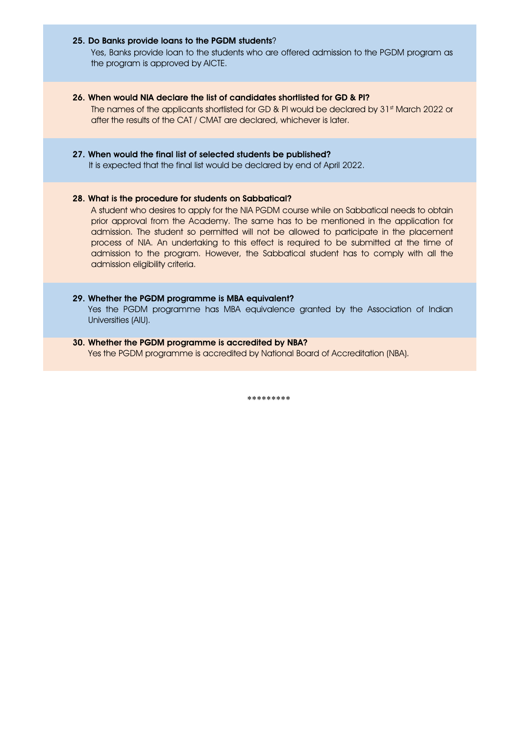**25. Do Banks provide loans to the PGDM students?**

Yes, Banks provide loan to the students who are offered admission to the PGDM program as the program is approved by AICTE.

**26. When would NIA declare the list of candidates shortlisted for GD & PI?**

The names of the applicants shortlisted for GD & PI would be declared by 31st March 2022 or after the results of the CAT / CMAT are declared, whichever is later.

**27. When would the final list of selected students be published?**

It is expected that the final list would be declared by end of April 2022.

**28. What is the procedure for students on Sabbatical?**

A student who desires to apply for the NIA PGDM course while on Sabbatical needs to obtain prior approval from the Academy. The same has to be mentioned in the application for admission. The student so permitted will not be allowed to participate in the placement process of NIA. An undertaking to this effect is required to be submitted at the time of admission to the program. However, the Sabbatical student has to comply with all the admission eligibility criteria.

**29. Whether the PGDM programme is MBA equivalent?**

Yes the PGDM programme has MBA equivalence granted by the Association of Indian Universities (AIU).

**30. Whether the PGDM programme is accredited by NBA?**

Yes the PGDM programme is accredited by National Board of Accreditation (NBA).

*********